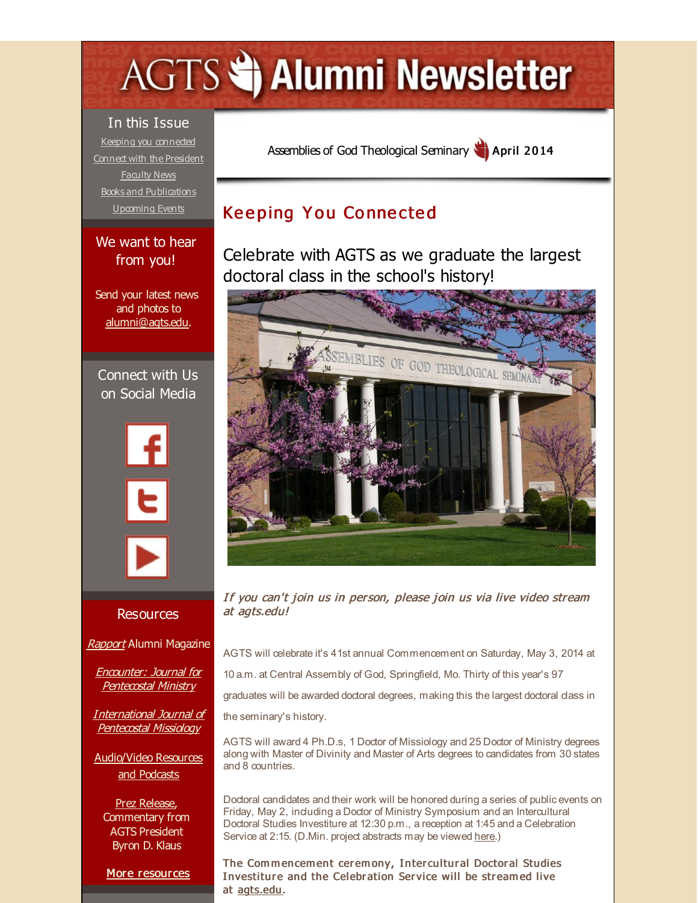# AGTS Alumni Newsletter

## In this Issue

Keeping you connected
Connect with the President
Faculty News
Books and Publications
Upcoming Events

## We want to hear from you!

Send your latest news and photos to alumni@agts.edu.

## Connect with Us on Social Media

## Resources

*Rapport* Alumni Magazine

*Encounter: Journal for Pentecostal Ministry*

*International Journal of Pentecostal Missiology*

Audio/Video Resources and Podcasts

Prez Release, Commentary from AGTS President Byron D. Klaus

More resources

Assemblies of God Theological Seminary **April 2014**

## Keeping You Connected

### Celebrate with AGTS as we graduate the largest doctoral class in the school's history!

***If you can't join us in person, please join us via live video stream at agts.edu!***

AGTS will celebrate it's 41st annual Commencement on Saturday, May 3, 2014 at 10 a.m. at Central Assembly of God, Springfield, Mo. Thirty of this year's 97 graduates will be awarded doctoral degrees, making this the largest doctoral class in the seminary's history.

AGTS will award 4 Ph.D.s, 1 Doctor of Missiology and 25 Doctor of Ministry degrees along with Master of Divinity and Master of Arts degrees to candidates from 30 states and 8 countries.

Doctoral candidates and their work will be honored during a series of public events on Friday, May 2, including a Doctor of Ministry Symposium and an Intercultural Doctoral Studies Investiture at 12:30 p.m., a reception at 1:45 and a Celebration Service at 2:15. (D.Min. project abstracts may be viewed here.)

**The Commencement ceremony, Intercultural Doctoral Studies Investiture and the Celebration Service will be streamed live at agts.edu.**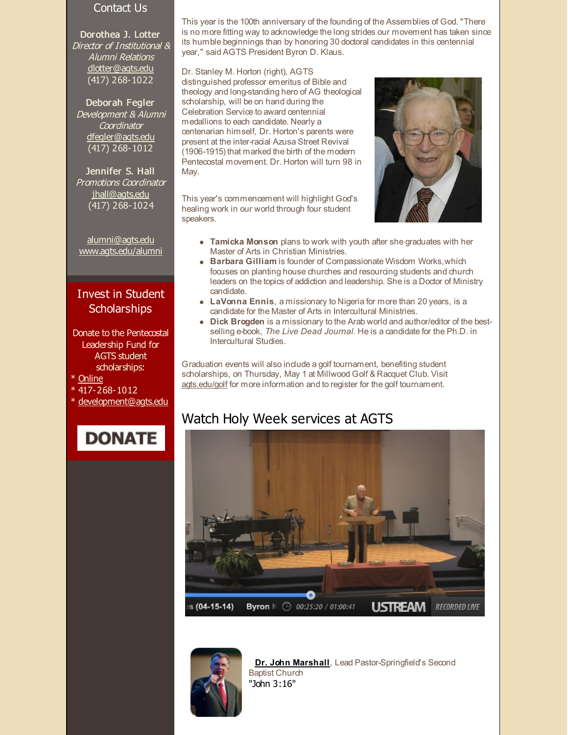## Contact Us

**Dorothea J. Lotter**
*Director of Institutional & Alumni Relations*
dlotter@agts.edu
(417) 268-1022

**Deborah Fegler**
*Development & Alumni Coordinator*
dfegler@agts.edu
(417) 268-1012

**Jennifer S. Hall**
*Promotions Coordinator*
jhall@agts.edu
(417) 268-1024

alumni@agts.edu
www.agts.edu/alumni

## Invest in Student Scholarships

Donate to the Pentecostal Leadership Fund for AGTS student scholarships:
* Online
* 417-268-1012
* development@agts.edu

DONATE

This year is the 100th anniversary of the founding of the Assemblies of God. "There is no more fitting way to acknowledge the long strides our movement has taken since its humble beginnings than by honoring 30 doctoral candidates in this centennial year," said AGTS President Byron D. Klaus.

Dr. Stanley M. Horton (right), AGTS distinguished professor emeritus of Bible and theology and long-standing hero of AG theological scholarship, will be on hand during the Celebration Service to award centennial medallions to each candidate. Nearly a centenarian himself, Dr. Horton's parents were present at the inter-racial Azusa Street Revival (1906-1915) that marked the birth of the modern Pentecostal movement. Dr. Horton will turn 98 in May.

This year's commencement will highlight God's healing work in our world through four student speakers.

- **Tamicka Monson** plans to work with youth after she graduates with her Master of Arts in Christian Ministries.
- **Barbara Gilliam** is founder of Compassionate Wisdom Works, which focuses on planting house churches and resourcing students and church leaders on the topics of addiction and leadership. She is a Doctor of Ministry candidate.
- **LaVonna Ennis**, a missionary to Nigeria for more than 20 years, is a candidate for the Master of Arts in Intercultural Ministries.
- **Dick Brogden** is a missionary to the Arab world and author/editor of the best-selling e-book, *The Live Dead Journal.* He is a candidate for the Ph.D. in Intercultural Studies.

Graduation events will also include a golf tournament, benefiting student scholarships, on Thursday, May 1 at Millwood Golf & Racquet Club. Visit agts.edu/golf for more information and to register for the golf tournament.

## Watch Holy Week services at AGTS

**Dr. John Marshall**, Lead Pastor-Springfield's Second Baptist Church
"John 3:16"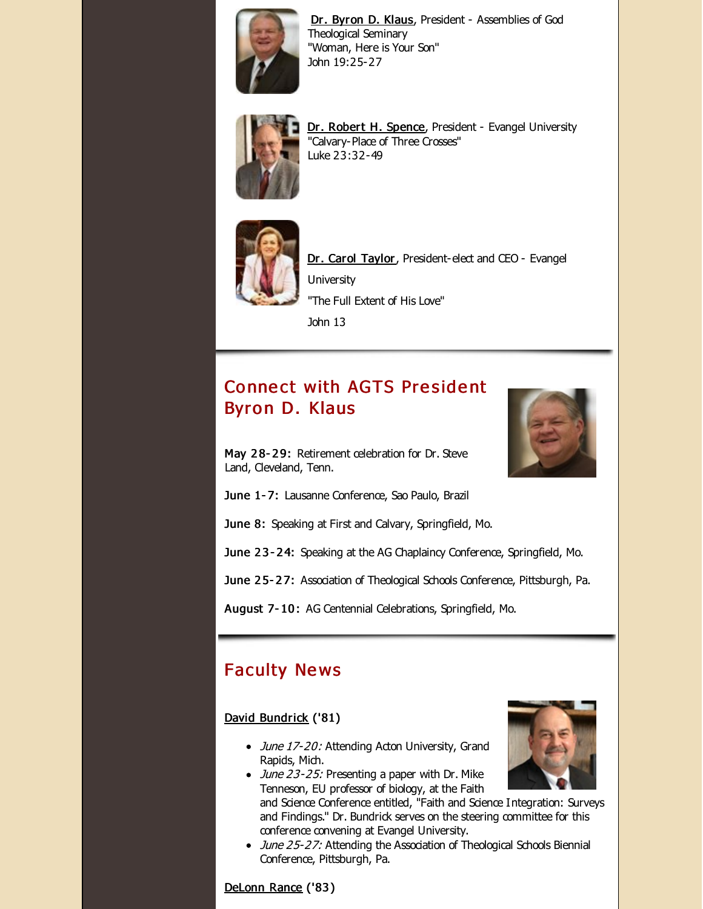**Dr. Byron D. Klaus**, President - Assemblies of God Theological Seminary
"Woman, Here is Your Son"
John 19:25-27

**Dr. Robert H. Spence**, President - Evangel University
"Calvary-Place of Three Crosses"
Luke 23:32-49

**Dr. Carol Taylor**, President-elect and CEO - Evangel University
"The Full Extent of His Love"
John 13

## Connect with AGTS President Byron D. Klaus

**May 28-29:** Retirement celebration for Dr. Steve Land, Cleveland, Tenn.

**June 1-7:** Lausanne Conference, Sao Paulo, Brazil

**June 8:** Speaking at First and Calvary, Springfield, Mo.

**June 23-24:** Speaking at the AG Chaplaincy Conference, Springfield, Mo.

**June 25-27:** Association of Theological Schools Conference, Pittsburgh, Pa.

**August 7-10:** AG Centennial Celebrations, Springfield, Mo.

## Faculty News

**David Bundrick ('81)**

- *June 17-20:* Attending Acton University, Grand Rapids, Mich.
- *June 23-25:* Presenting a paper with Dr. Mike Tenneson, EU professor of biology, at the Faith and Science Conference entitled, "Faith and Science Integration: Surveys and Findings." Dr. Bundrick serves on the steering committee for this conference convening at Evangel University.
- *June 25-27:* Attending the Association of Theological Schools Biennial Conference, Pittsburgh, Pa.

**DeLonn Rance ('83)**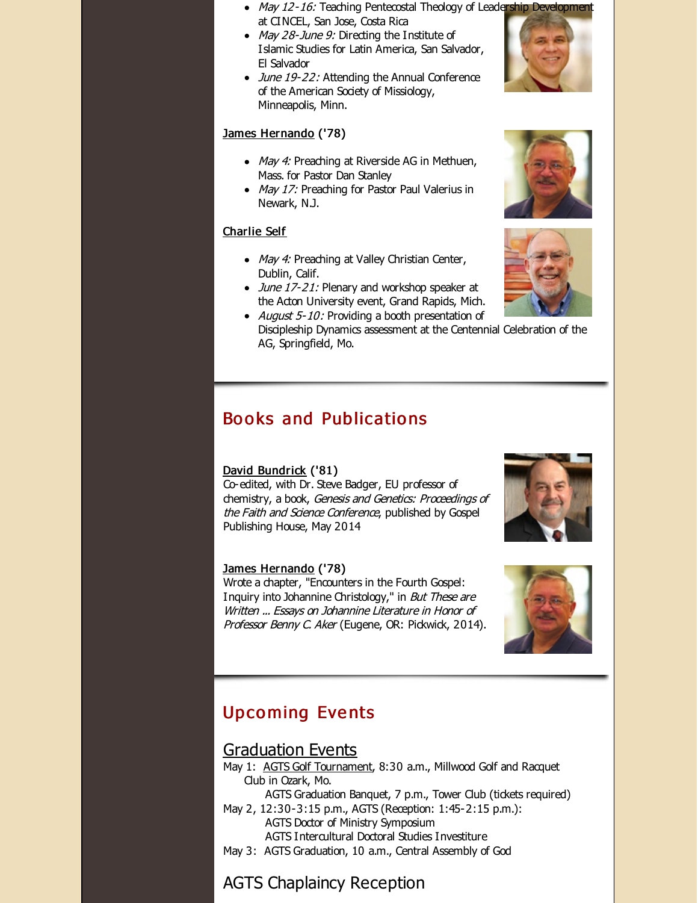- *May 12-16:* Teaching Pentecostal Theology of Leadership Development at CINCEL, San Jose, Costa Rica
- *May 28-June 9:* Directing the Institute of Islamic Studies for Latin America, San Salvador, El Salvador
- *June 19-22:* Attending the Annual Conference of the American Society of Missiology, Minneapolis, Minn.

**James Hernando ('78)**

- *May 4:* Preaching at Riverside AG in Methuen, Mass. for Pastor Dan Stanley
- *May 17:* Preaching for Pastor Paul Valerius in Newark, N.J.

**Charlie Self**

- *May 4:* Preaching at Valley Christian Center, Dublin, Calif.
- *June 17-21:* Plenary and workshop speaker at the Acton University event, Grand Rapids, Mich.
- *August 5-10:* Providing a booth presentation of Discipleship Dynamics assessment at the Centennial Celebration of the AG, Springfield, Mo.

## Books and Publications

**David Bundrick ('81)**
Co-edited, with Dr. Steve Badger, EU professor of chemistry, a book, *Genesis and Genetics: Proceedings of the Faith and Science Conference*, published by Gospel Publishing House, May 2014

**James Hernando ('78)**
Wrote a chapter, "Encounters in the Fourth Gospel: Inquiry into Johannine Christology," in *But These are Written ... Essays on Johannine Literature in Honor of Professor Benny C. Aker* (Eugene, OR: Pickwick, 2014).

## Upcoming Events

### Graduation Events

May 1: AGTS Golf Tournament, 8:30 a.m., Millwood Golf and Racquet Club in Ozark, Mo.
AGTS Graduation Banquet, 7 p.m., Tower Club (tickets required)
May 2, 12:30-3:15 p.m., AGTS (Reception: 1:45-2:15 p.m.):
AGTS Doctor of Ministry Symposium
AGTS Intercultural Doctoral Studies Investiture
May 3: AGTS Graduation, 10 a.m., Central Assembly of God

### AGTS Chaplaincy Reception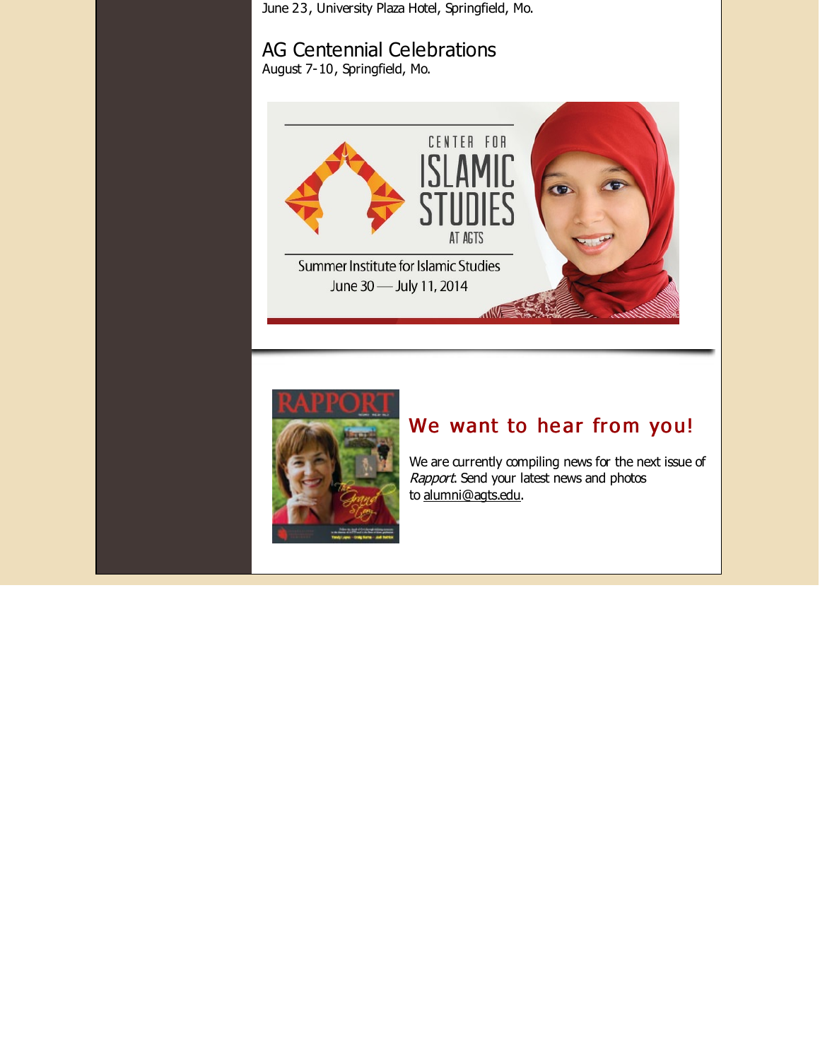June 23, University Plaza Hotel, Springfield, Mo.

## AG Centennial Celebrations

August 7-10, Springfield, Mo.

CENTER FOR ISLAMIC STUDIES AT AGTS

Summer Institute for Islamic Studies
June 30 — July 11, 2014

## We want to hear from you!

We are currently compiling news for the next issue of *Rapport*. Send your latest news and photos to alumni@agts.edu.